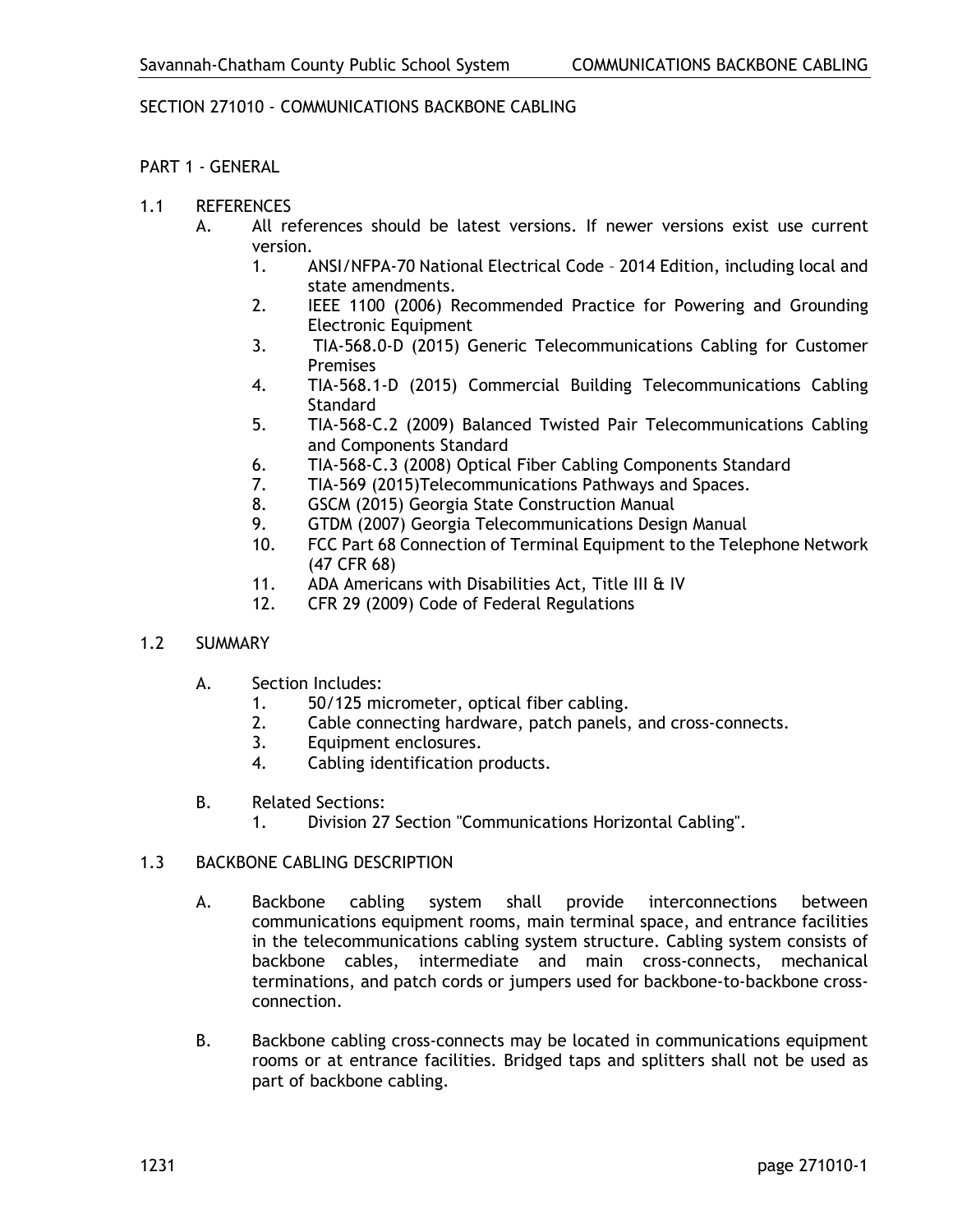## SECTION 271010 - COMMUNICATIONS BACKBONE CABLING

### PART 1 - GENERAL

1.1 REFERENCES

A. All references should be latest versions. If newer versions exist use current version.

1. ANSI/NFPA-70 National Electrical Code – 2014 Edition, including local and state amendments.
2. IEEE 1100 (2006) Recommended Practice for Powering and Grounding Electronic Equipment
3. TIA-568.0-D (2015) Generic Telecommunications Cabling for Customer Premises
4. TIA-568.1-D (2015) Commercial Building Telecommunications Cabling Standard
5. TIA-568-C.2 (2009) Balanced Twisted Pair Telecommunications Cabling and Components Standard
6. TIA-568-C.3 (2008) Optical Fiber Cabling Components Standard
7. TIA-569 (2015)Telecommunications Pathways and Spaces.
8. GSCM (2015) Georgia State Construction Manual
9. GTDM (2007) Georgia Telecommunications Design Manual
10. FCC Part 68 Connection of Terminal Equipment to the Telephone Network (47 CFR 68)
11. ADA Americans with Disabilities Act, Title III & IV
12. CFR 29 (2009) Code of Federal Regulations

1.2 SUMMARY

A. Section Includes:

1. 50/125 micrometer, optical fiber cabling.
2. Cable connecting hardware, patch panels, and cross-connects.
3. Equipment enclosures.
4. Cabling identification products.

B. Related Sections:

1. Division 27 Section "Communications Horizontal Cabling".

1.3 BACKBONE CABLING DESCRIPTION

A. Backbone cabling system shall provide interconnections between communications equipment rooms, main terminal space, and entrance facilities in the telecommunications cabling system structure. Cabling system consists of backbone cables, intermediate and main cross-connects, mechanical terminations, and patch cords or jumpers used for backbone-to-backbone cross-connection.

B. Backbone cabling cross-connects may be located in communications equipment rooms or at entrance facilities. Bridged taps and splitters shall not be used as part of backbone cabling.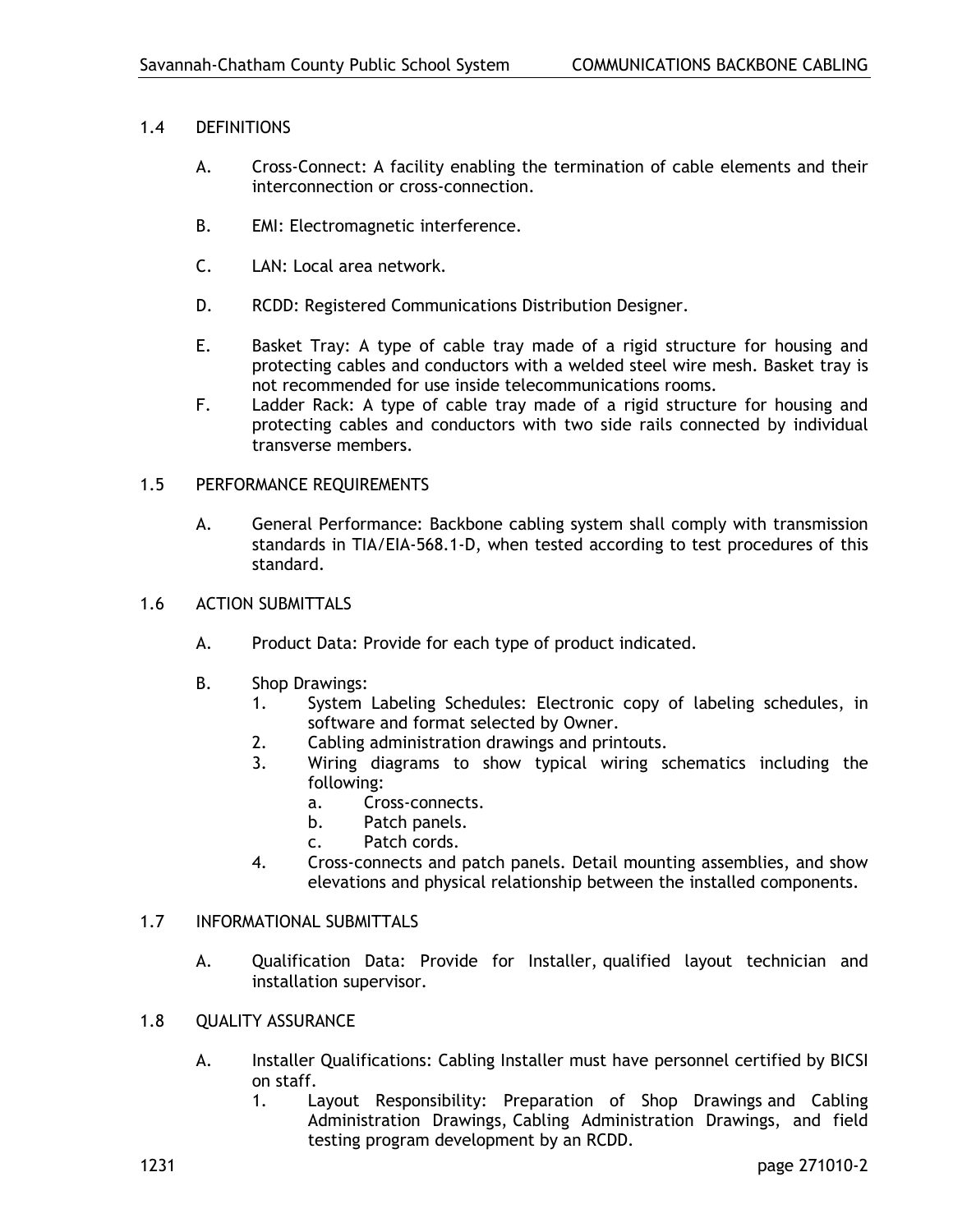## 1.4 DEFINITIONS

A. Cross-Connect: A facility enabling the termination of cable elements and their interconnection or cross-connection.

B. EMI: Electromagnetic interference.

C. LAN: Local area network.

D. RCDD: Registered Communications Distribution Designer.

E. Basket Tray: A type of cable tray made of a rigid structure for housing and protecting cables and conductors with a welded steel wire mesh. Basket tray is not recommended for use inside telecommunications rooms.

F. Ladder Rack: A type of cable tray made of a rigid structure for housing and protecting cables and conductors with two side rails connected by individual transverse members.

## 1.5 PERFORMANCE REQUIREMENTS

A. General Performance: Backbone cabling system shall comply with transmission standards in TIA/EIA-568.1-D, when tested according to test procedures of this standard.

## 1.6 ACTION SUBMITTALS

A. Product Data: Provide for each type of product indicated.

B. Shop Drawings:
   1. System Labeling Schedules: Electronic copy of labeling schedules, in software and format selected by Owner.
   2. Cabling administration drawings and printouts.
   3. Wiring diagrams to show typical wiring schematics including the following:
      a. Cross-connects.
      b. Patch panels.
      c. Patch cords.
   4. Cross-connects and patch panels. Detail mounting assemblies, and show elevations and physical relationship between the installed components.

## 1.7 INFORMATIONAL SUBMITTALS

A. Qualification Data: Provide for Installer, qualified layout technician and installation supervisor.

## 1.8 QUALITY ASSURANCE

A. Installer Qualifications: Cabling Installer must have personnel certified by BICSI on staff.
   1. Layout Responsibility: Preparation of Shop Drawings and Cabling Administration Drawings, Cabling Administration Drawings, and field testing program development by an RCDD.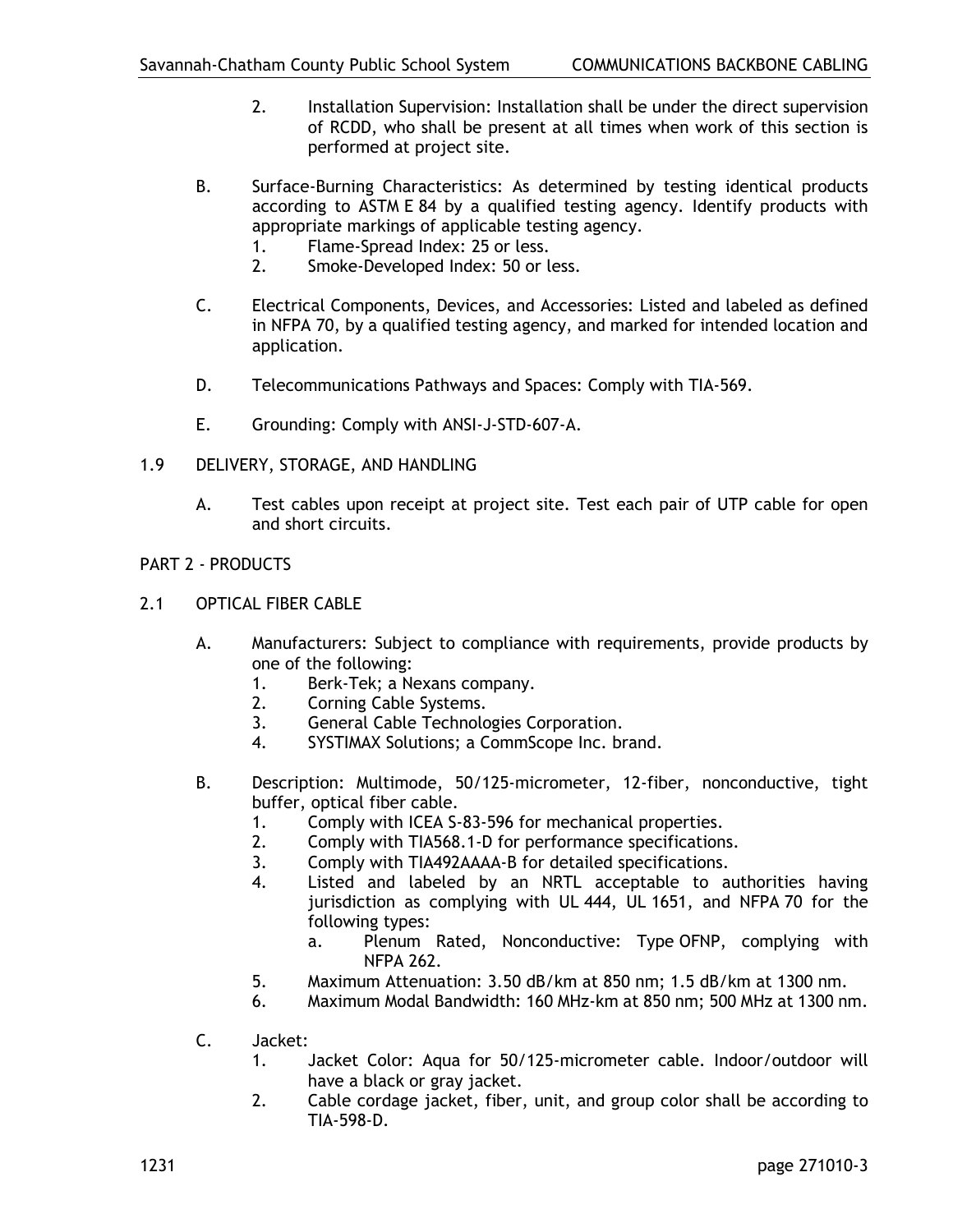2. Installation Supervision: Installation shall be under the direct supervision of RCDD, who shall be present at all times when work of this section is performed at project site.

B. Surface-Burning Characteristics: As determined by testing identical products according to ASTM E 84 by a qualified testing agency. Identify products with appropriate markings of applicable testing agency.
   1. Flame-Spread Index: 25 or less.
   2. Smoke-Developed Index: 50 or less.

C. Electrical Components, Devices, and Accessories: Listed and labeled as defined in NFPA 70, by a qualified testing agency, and marked for intended location and application.

D. Telecommunications Pathways and Spaces: Comply with TIA-569.

E. Grounding: Comply with ANSI-J-STD-607-A.

1.9 DELIVERY, STORAGE, AND HANDLING

A. Test cables upon receipt at project site. Test each pair of UTP cable for open and short circuits.

## PART 2 - PRODUCTS

2.1 OPTICAL FIBER CABLE

A. Manufacturers: Subject to compliance with requirements, provide products by one of the following:
   1. Berk-Tek; a Nexans company.
   2. Corning Cable Systems.
   3. General Cable Technologies Corporation.
   4. SYSTIMAX Solutions; a CommScope Inc. brand.

B. Description: Multimode, 50/125-micrometer, 12-fiber, nonconductive, tight buffer, optical fiber cable.
   1. Comply with ICEA S-83-596 for mechanical properties.
   2. Comply with TIA568.1-D for performance specifications.
   3. Comply with TIA492AAAA-B for detailed specifications.
   4. Listed and labeled by an NRTL acceptable to authorities having jurisdiction as complying with UL 444, UL 1651, and NFPA 70 for the following types:
      a. Plenum Rated, Nonconductive: Type OFNP, complying with NFPA 262.
   5. Maximum Attenuation: 3.50 dB/km at 850 nm; 1.5 dB/km at 1300 nm.
   6. Maximum Modal Bandwidth: 160 MHz-km at 850 nm; 500 MHz at 1300 nm.

C. Jacket:
   1. Jacket Color: Aqua for 50/125-micrometer cable. Indoor/outdoor will have a black or gray jacket.
   2. Cable cordage jacket, fiber, unit, and group color shall be according to TIA-598-D.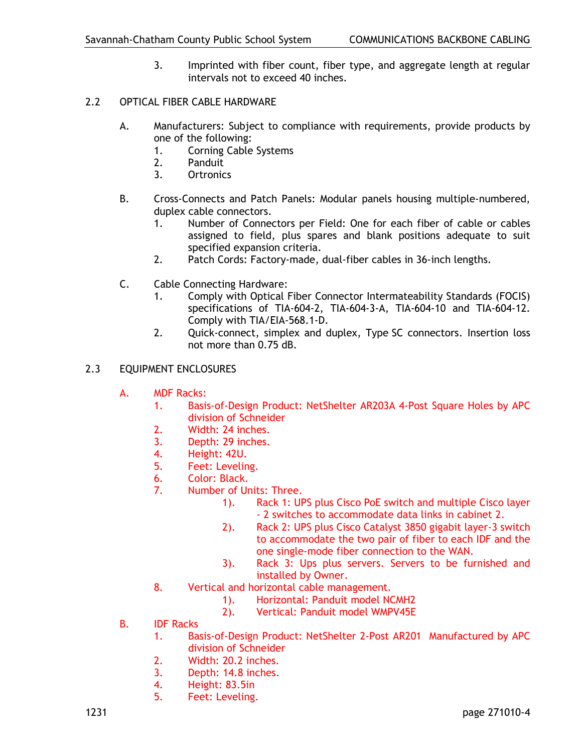3. Imprinted with fiber count, fiber type, and aggregate length at regular intervals not to exceed 40 inches.

## 2.2 OPTICAL FIBER CABLE HARDWARE

A. Manufacturers: Subject to compliance with requirements, provide products by one of the following:
   1. Corning Cable Systems
   2. Panduit
   3. Ortronics

B. Cross-Connects and Patch Panels: Modular panels housing multiple-numbered, duplex cable connectors.
   1. Number of Connectors per Field: One for each fiber of cable or cables assigned to field, plus spares and blank positions adequate to suit specified expansion criteria.
   2. Patch Cords: Factory-made, dual-fiber cables in 36-inch lengths.

C. Cable Connecting Hardware:
   1. Comply with Optical Fiber Connector Intermateability Standards (FOCIS) specifications of TIA-604-2, TIA-604-3-A, TIA-604-10 and TIA-604-12. Comply with TIA/EIA-568.1-D.
   2. Quick-connect, simplex and duplex, Type SC connectors. Insertion loss not more than 0.75 dB.

## 2.3 EQUIPMENT ENCLOSURES

A. MDF Racks:
   1. Basis-of-Design Product: NetShelter AR203A 4-Post Square Holes by APC division of Schneider
   2. Width: 24 inches.
   3. Depth: 29 inches.
   4. Height: 42U.
   5. Feet: Leveling.
   6. Color: Black.
   7. Number of Units: Three.
      1). Rack 1: UPS plus Cisco PoE switch and multiple Cisco layer - 2 switches to accommodate data links in cabinet 2.
      2). Rack 2: UPS plus Cisco Catalyst 3850 gigabit layer-3 switch to accommodate the two pair of fiber to each IDF and the one single-mode fiber connection to the WAN.
      3). Rack 3: Ups plus servers. Servers to be furnished and installed by Owner.
   8. Vertical and horizontal cable management.
      1). Horizontal: Panduit model NCMH2
      2). Vertical: Panduit model WMPV45E

B. IDF Racks
   1. Basis-of-Design Product: NetShelter 2-Post AR201 Manufactured by APC division of Schneider
   2. Width: 20.2 inches.
   3. Depth: 14.8 inches.
   4. Height: 83.5in
   5. Feet: Leveling.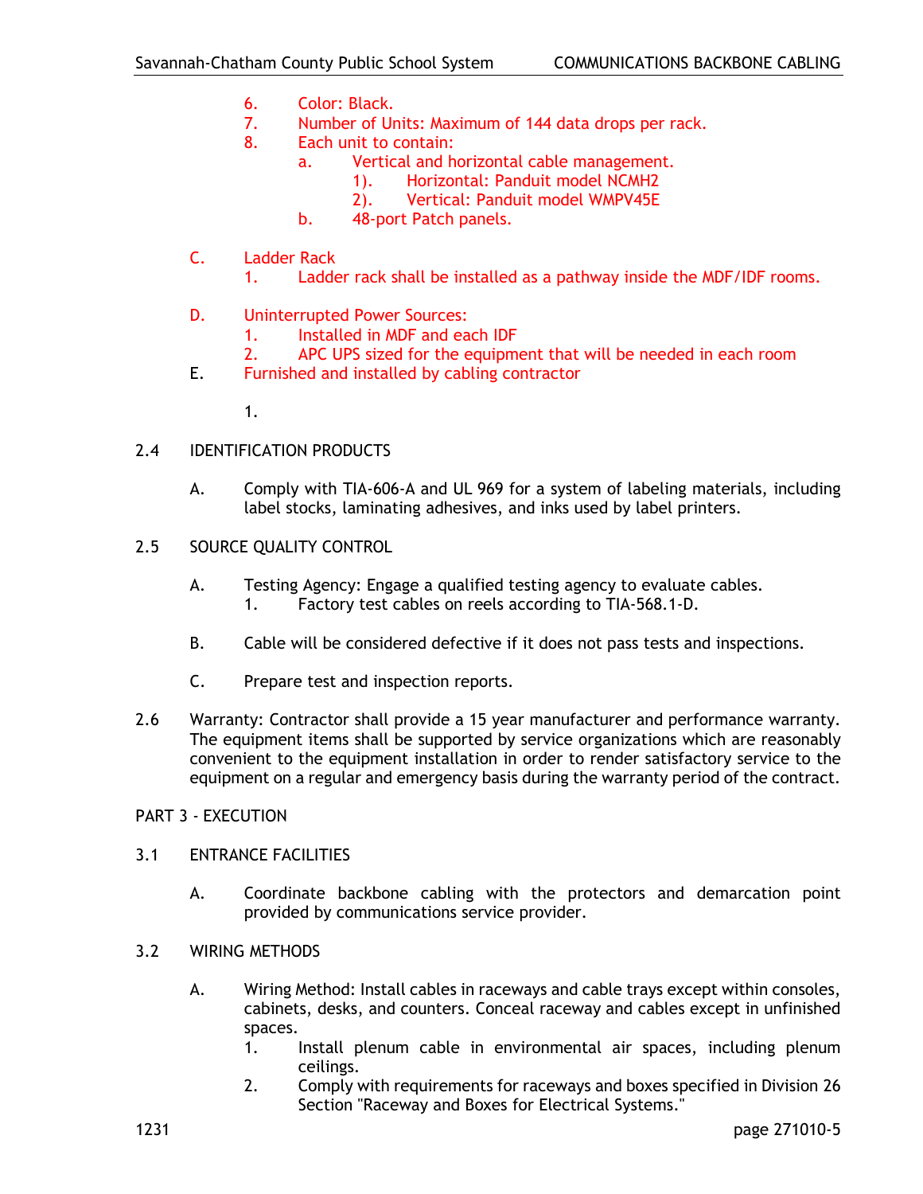6. Color: Black.
7. Number of Units: Maximum of 144 data drops per rack.
8. Each unit to contain:
   a. Vertical and horizontal cable management.
      1). Horizontal: Panduit model NCMH2
      2). Vertical: Panduit model WMPV45E
   b. 48-port Patch panels.

C. Ladder Rack
   1. Ladder rack shall be installed as a pathway inside the MDF/IDF rooms.

D. Uninterrupted Power Sources:
   1. Installed in MDF and each IDF
   2. APC UPS sized for the equipment that will be needed in each room

E. Furnished and installed by cabling contractor

   1.

2.4 IDENTIFICATION PRODUCTS

A. Comply with TIA-606-A and UL 969 for a system of labeling materials, including label stocks, laminating adhesives, and inks used by label printers.

2.5 SOURCE QUALITY CONTROL

A. Testing Agency: Engage a qualified testing agency to evaluate cables.
   1. Factory test cables on reels according to TIA-568.1-D.

B. Cable will be considered defective if it does not pass tests and inspections.

C. Prepare test and inspection reports.

2.6 Warranty: Contractor shall provide a 15 year manufacturer and performance warranty. The equipment items shall be supported by service organizations which are reasonably convenient to the equipment installation in order to render satisfactory service to the equipment on a regular and emergency basis during the warranty period of the contract.

PART 3 - EXECUTION

3.1 ENTRANCE FACILITIES

A. Coordinate backbone cabling with the protectors and demarcation point provided by communications service provider.

3.2 WIRING METHODS

A. Wiring Method: Install cables in raceways and cable trays except within consoles, cabinets, desks, and counters. Conceal raceway and cables except in unfinished spaces.
   1. Install plenum cable in environmental air spaces, including plenum ceilings.
   2. Comply with requirements for raceways and boxes specified in Division 26 Section "Raceway and Boxes for Electrical Systems."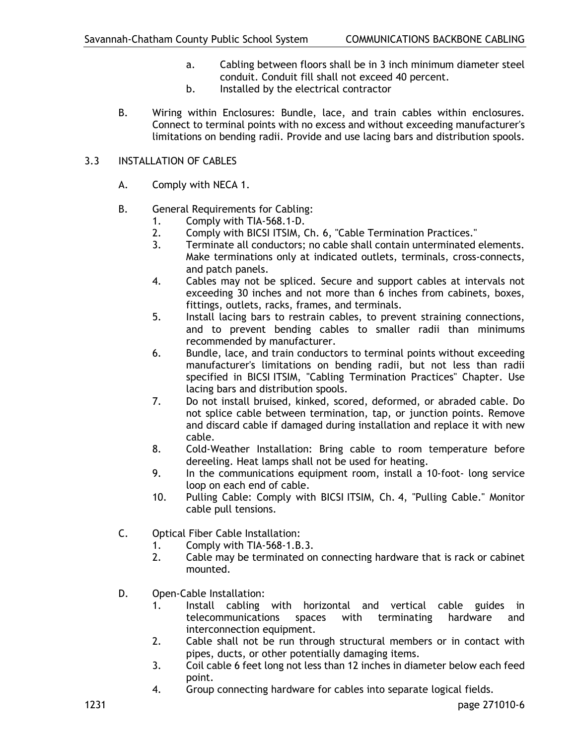a. Cabling between floors shall be in 3 inch minimum diameter steel conduit. Conduit fill shall not exceed 40 percent.
b. Installed by the electrical contractor

B. Wiring within Enclosures: Bundle, lace, and train cables within enclosures. Connect to terminal points with no excess and without exceeding manufacturer's limitations on bending radii. Provide and use lacing bars and distribution spools.

## 3.3 INSTALLATION OF CABLES

A. Comply with NECA 1.

B. General Requirements for Cabling:
   1. Comply with TIA-568.1-D.
   2. Comply with BICSI ITSIM, Ch. 6, "Cable Termination Practices."
   3. Terminate all conductors; no cable shall contain unterminated elements. Make terminations only at indicated outlets, terminals, cross-connects, and patch panels.
   4. Cables may not be spliced. Secure and support cables at intervals not exceeding 30 inches and not more than 6 inches from cabinets, boxes, fittings, outlets, racks, frames, and terminals.
   5. Install lacing bars to restrain cables, to prevent straining connections, and to prevent bending cables to smaller radii than minimums recommended by manufacturer.
   6. Bundle, lace, and train conductors to terminal points without exceeding manufacturer's limitations on bending radii, but not less than radii specified in BICSI ITSIM, "Cabling Termination Practices" Chapter. Use lacing bars and distribution spools.
   7. Do not install bruised, kinked, scored, deformed, or abraded cable. Do not splice cable between termination, tap, or junction points. Remove and discard cable if damaged during installation and replace it with new cable.
   8. Cold-Weather Installation: Bring cable to room temperature before dereeling. Heat lamps shall not be used for heating.
   9. In the communications equipment room, install a 10-foot- long service loop on each end of cable.
   10. Pulling Cable: Comply with BICSI ITSIM, Ch. 4, "Pulling Cable." Monitor cable pull tensions.

C. Optical Fiber Cable Installation:
   1. Comply with TIA-568-1.B.3.
   2. Cable may be terminated on connecting hardware that is rack or cabinet mounted.

D. Open-Cable Installation:
   1. Install cabling with horizontal and vertical cable guides in telecommunications spaces with terminating hardware and interconnection equipment.
   2. Cable shall not be run through structural members or in contact with pipes, ducts, or other potentially damaging items.
   3. Coil cable 6 feet long not less than 12 inches in diameter below each feed point.
   4. Group connecting hardware for cables into separate logical fields.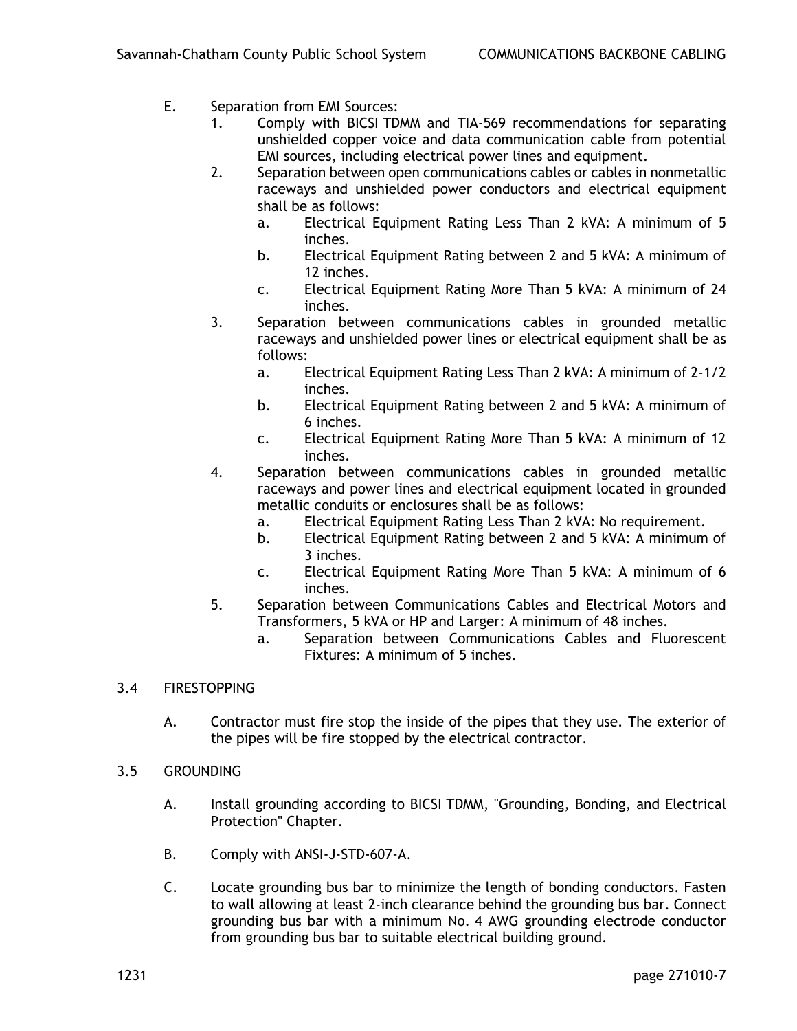E. Separation from EMI Sources:
   1. Comply with BICSI TDMM and TIA-569 recommendations for separating unshielded copper voice and data communication cable from potential EMI sources, including electrical power lines and equipment.
   2. Separation between open communications cables or cables in nonmetallic raceways and unshielded power conductors and electrical equipment shall be as follows:
      a. Electrical Equipment Rating Less Than 2 kVA: A minimum of 5 inches.
      b. Electrical Equipment Rating between 2 and 5 kVA: A minimum of 12 inches.
      c. Electrical Equipment Rating More Than 5 kVA: A minimum of 24 inches.
   3. Separation between communications cables in grounded metallic raceways and unshielded power lines or electrical equipment shall be as follows:
      a. Electrical Equipment Rating Less Than 2 kVA: A minimum of 2-1/2 inches.
      b. Electrical Equipment Rating between 2 and 5 kVA: A minimum of 6 inches.
      c. Electrical Equipment Rating More Than 5 kVA: A minimum of 12 inches.
   4. Separation between communications cables in grounded metallic raceways and power lines and electrical equipment located in grounded metallic conduits or enclosures shall be as follows:
      a. Electrical Equipment Rating Less Than 2 kVA: No requirement.
      b. Electrical Equipment Rating between 2 and 5 kVA: A minimum of 3 inches.
      c. Electrical Equipment Rating More Than 5 kVA: A minimum of 6 inches.
   5. Separation between Communications Cables and Electrical Motors and Transformers, 5 kVA or HP and Larger: A minimum of 48 inches.
      a. Separation between Communications Cables and Fluorescent Fixtures: A minimum of 5 inches.

## 3.4 FIRESTOPPING

A. Contractor must fire stop the inside of the pipes that they use. The exterior of the pipes will be fire stopped by the electrical contractor.

## 3.5 GROUNDING

A. Install grounding according to BICSI TDMM, "Grounding, Bonding, and Electrical Protection" Chapter.

B. Comply with ANSI-J-STD-607-A.

C. Locate grounding bus bar to minimize the length of bonding conductors. Fasten to wall allowing at least 2-inch clearance behind the grounding bus bar. Connect grounding bus bar with a minimum No. 4 AWG grounding electrode conductor from grounding bus bar to suitable electrical building ground.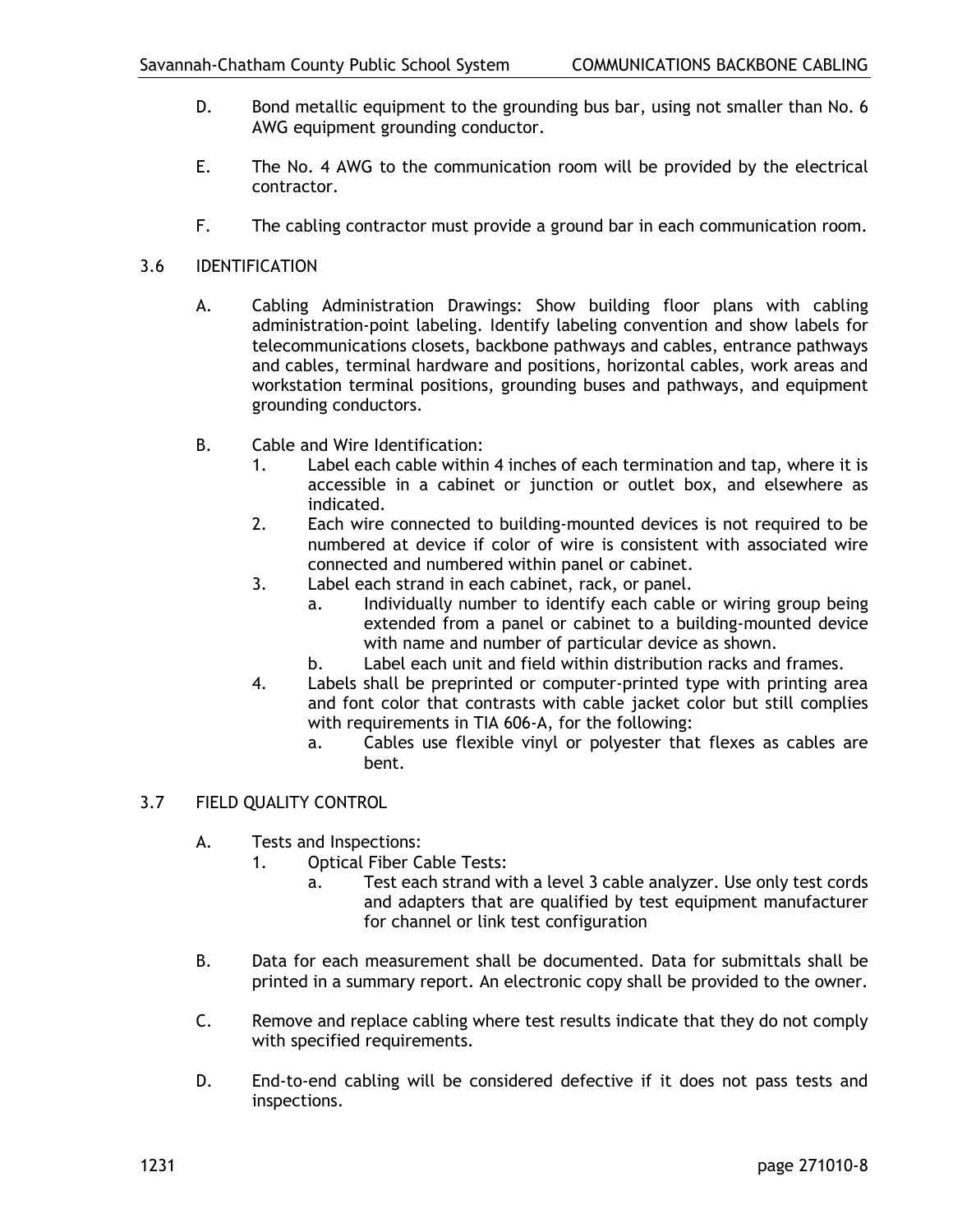D. Bond metallic equipment to the grounding bus bar, using not smaller than No. 6 AWG equipment grounding conductor.

E. The No. 4 AWG to the communication room will be provided by the electrical contractor.

F. The cabling contractor must provide a ground bar in each communication room.

## 3.6 IDENTIFICATION

A. Cabling Administration Drawings: Show building floor plans with cabling administration-point labeling. Identify labeling convention and show labels for telecommunications closets, backbone pathways and cables, entrance pathways and cables, terminal hardware and positions, horizontal cables, work areas and workstation terminal positions, grounding buses and pathways, and equipment grounding conductors.

B. Cable and Wire Identification:
   1. Label each cable within 4 inches of each termination and tap, where it is accessible in a cabinet or junction or outlet box, and elsewhere as indicated.
   2. Each wire connected to building-mounted devices is not required to be numbered at device if color of wire is consistent with associated wire connected and numbered within panel or cabinet.
   3. Label each strand in each cabinet, rack, or panel.
      a. Individually number to identify each cable or wiring group being extended from a panel or cabinet to a building-mounted device with name and number of particular device as shown.
      b. Label each unit and field within distribution racks and frames.
   4. Labels shall be preprinted or computer-printed type with printing area and font color that contrasts with cable jacket color but still complies with requirements in TIA 606-A, for the following:
      a. Cables use flexible vinyl or polyester that flexes as cables are bent.

## 3.7 FIELD QUALITY CONTROL

A. Tests and Inspections:
   1. Optical Fiber Cable Tests:
      a. Test each strand with a level 3 cable analyzer. Use only test cords and adapters that are qualified by test equipment manufacturer for channel or link test configuration

B. Data for each measurement shall be documented. Data for submittals shall be printed in a summary report. An electronic copy shall be provided to the owner.

C. Remove and replace cabling where test results indicate that they do not comply with specified requirements.

D. End-to-end cabling will be considered defective if it does not pass tests and inspections.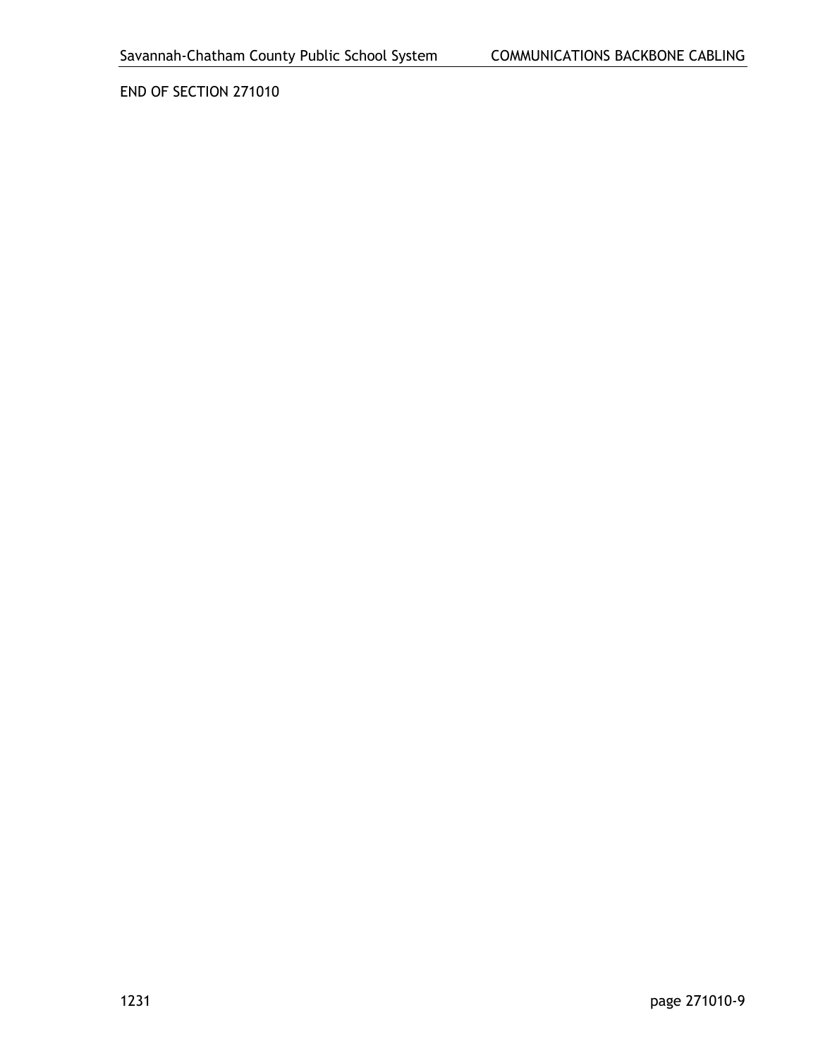END OF SECTION 271010